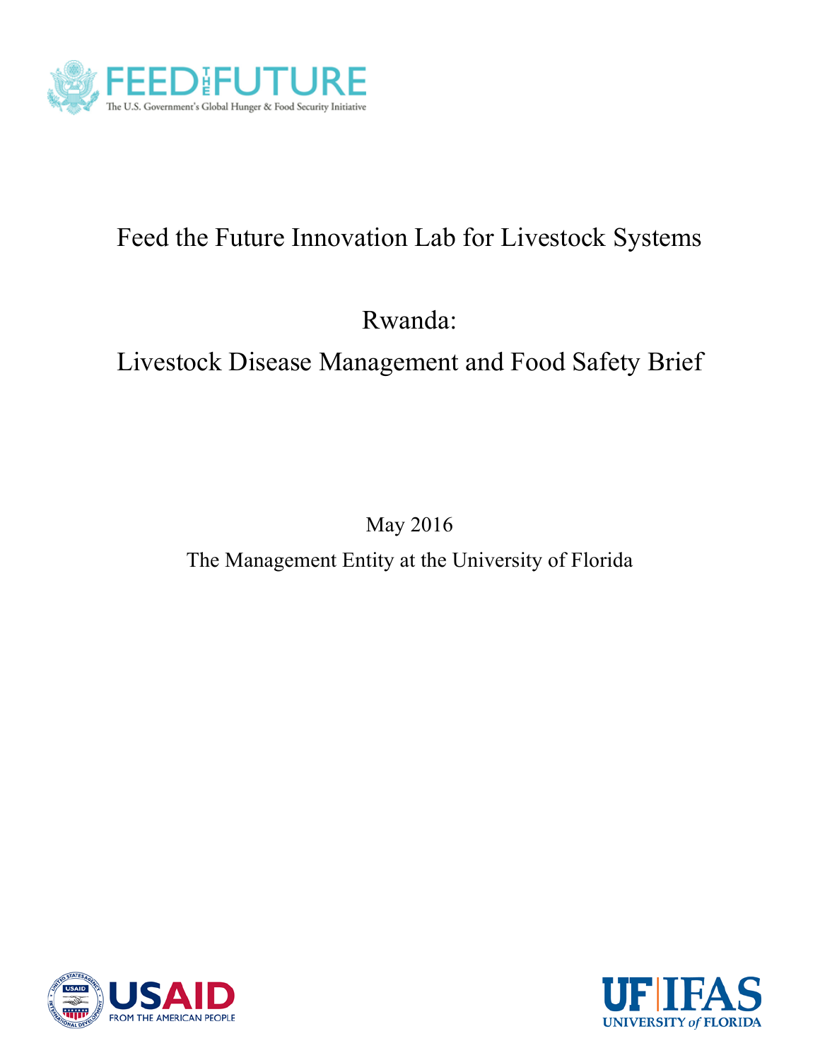FEED THE FUTURE

The U.S. Government's Global Hunger & Food Security Initiative

# Feed the Future Innovation Lab for Livestock Systems

# Rwanda:

# Livestock Disease Management and Food Safety Brief

May 2016

The Management Entity at the University of Florida

USAID FROM THE AMERICAN PEOPLE

UF IFAS UNIVERSITY of FLORIDA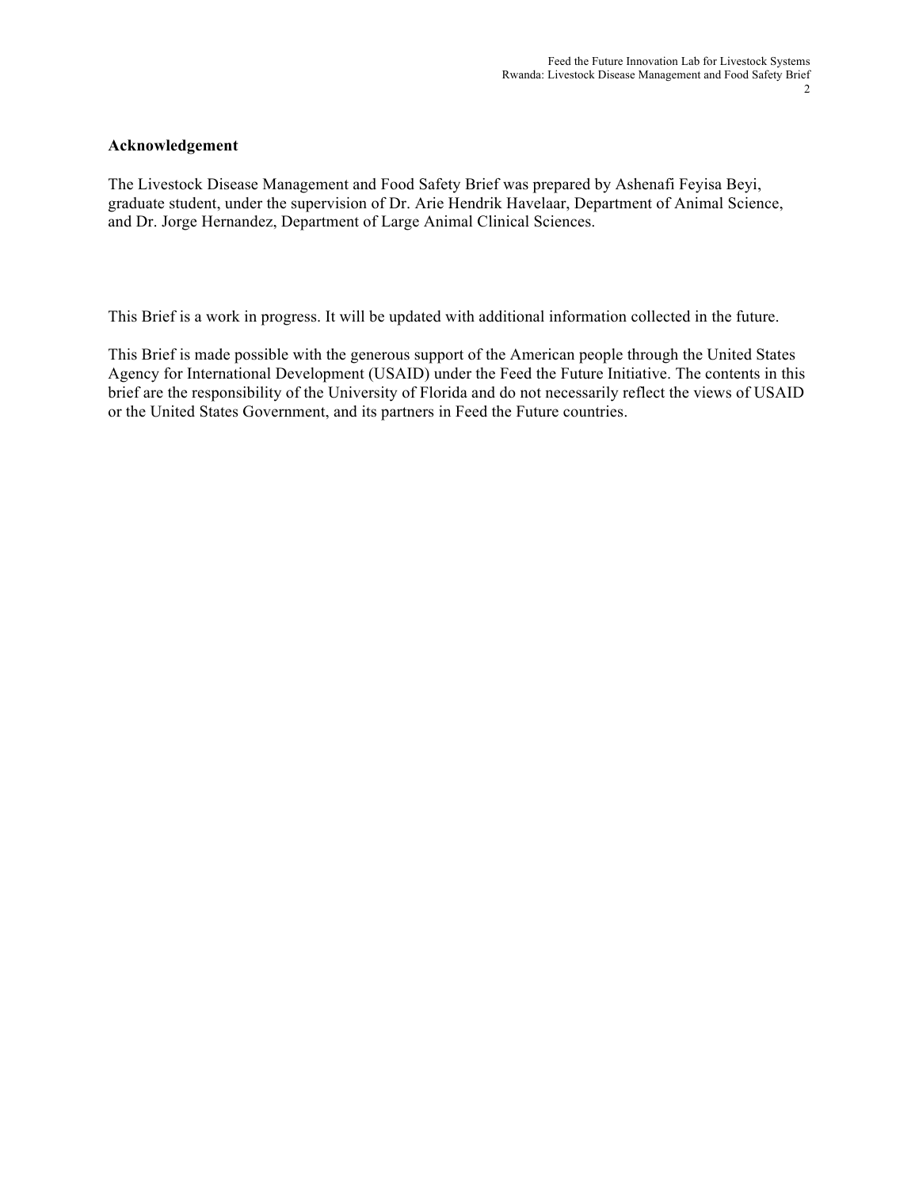## Acknowledgement

The Livestock Disease Management and Food Safety Brief was prepared by Ashenafi Feyisa Beyi, graduate student, under the supervision of Dr. Arie Hendrik Havelaar, Department of Animal Science, and Dr. Jorge Hernandez, Department of Large Animal Clinical Sciences.

This Brief is a work in progress. It will be updated with additional information collected in the future.

This Brief is made possible with the generous support of the American people through the United States Agency for International Development (USAID) under the Feed the Future Initiative. The contents in this brief are the responsibility of the University of Florida and do not necessarily reflect the views of USAID or the United States Government, and its partners in Feed the Future countries.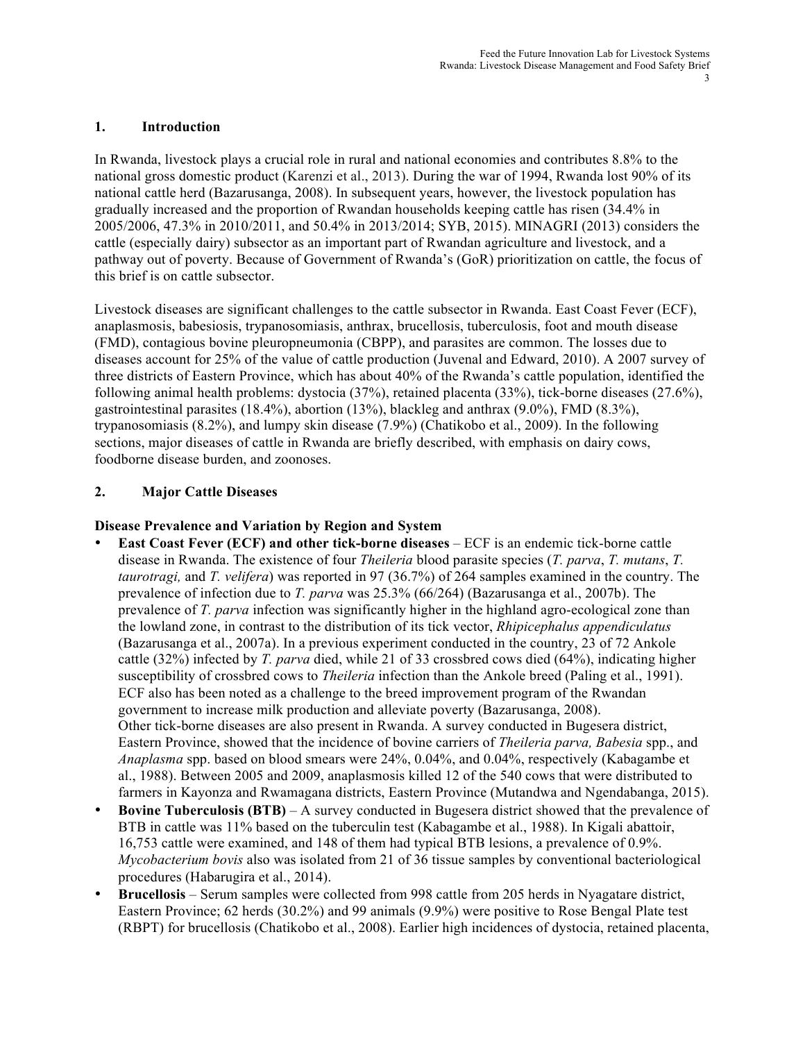## 1. Introduction

In Rwanda, livestock plays a crucial role in rural and national economies and contributes 8.8% to the national gross domestic product (Karenzi et al., 2013). During the war of 1994, Rwanda lost 90% of its national cattle herd (Bazarusanga, 2008). In subsequent years, however, the livestock population has gradually increased and the proportion of Rwandan households keeping cattle has risen (34.4% in 2005/2006, 47.3% in 2010/2011, and 50.4% in 2013/2014; SYB, 2015). MINAGRI (2013) considers the cattle (especially dairy) subsector as an important part of Rwandan agriculture and livestock, and a pathway out of poverty. Because of Government of Rwanda's (GoR) prioritization on cattle, the focus of this brief is on cattle subsector.

Livestock diseases are significant challenges to the cattle subsector in Rwanda. East Coast Fever (ECF), anaplasmosis, babesiosis, trypanosomiasis, anthrax, brucellosis, tuberculosis, foot and mouth disease (FMD), contagious bovine pleuropneumonia (CBPP), and parasites are common. The losses due to diseases account for 25% of the value of cattle production (Juvenal and Edward, 2010). A 2007 survey of three districts of Eastern Province, which has about 40% of the Rwanda's cattle population, identified the following animal health problems: dystocia (37%), retained placenta (33%), tick-borne diseases (27.6%), gastrointestinal parasites (18.4%), abortion (13%), blackleg and anthrax (9.0%), FMD (8.3%), trypanosomiasis (8.2%), and lumpy skin disease (7.9%) (Chatikobo et al., 2009). In the following sections, major diseases of cattle in Rwanda are briefly described, with emphasis on dairy cows, foodborne disease burden, and zoonoses.

## 2. Major Cattle Diseases

**Disease Prevalence and Variation by Region and System**

- **East Coast Fever (ECF) and other tick-borne diseases** – ECF is an endemic tick-borne cattle disease in Rwanda. The existence of four *Theileria* blood parasite species (*T. parva*, *T. mutans*, *T. taurotragi,* and *T. velifera*) was reported in 97 (36.7%) of 264 samples examined in the country. The prevalence of infection due to *T. parva* was 25.3% (66/264) (Bazarusanga et al., 2007b). The prevalence of *T. parva* infection was significantly higher in the highland agro-ecological zone than the lowland zone, in contrast to the distribution of its tick vector, *Rhipicephalus appendiculatus* (Bazarusanga et al., 2007a). In a previous experiment conducted in the country, 23 of 72 Ankole cattle (32%) infected by *T. parva* died, while 21 of 33 crossbred cows died (64%), indicating higher susceptibility of crossbred cows to *Theileria* infection than the Ankole breed (Paling et al., 1991). ECF also has been noted as a challenge to the breed improvement program of the Rwandan government to increase milk production and alleviate poverty (Bazarusanga, 2008).
  Other tick-borne diseases are also present in Rwanda. A survey conducted in Bugesera district, Eastern Province, showed that the incidence of bovine carriers of *Theileria parva, Babesia* spp., and *Anaplasma* spp. based on blood smears were 24%, 0.04%, and 0.04%, respectively (Kabagambe et al., 1988). Between 2005 and 2009, anaplasmosis killed 12 of the 540 cows that were distributed to farmers in Kayonza and Rwamagana districts, Eastern Province (Mutandwa and Ngendabanga, 2015).
- **Bovine Tuberculosis (BTB)** – A survey conducted in Bugesera district showed that the prevalence of BTB in cattle was 11% based on the tuberculin test (Kabagambe et al., 1988). In Kigali abattoir, 16,753 cattle were examined, and 148 of them had typical BTB lesions, a prevalence of 0.9%. *Mycobacterium bovis* also was isolated from 21 of 36 tissue samples by conventional bacteriological procedures (Habarugira et al., 2014).
- **Brucellosis** – Serum samples were collected from 998 cattle from 205 herds in Nyagatare district, Eastern Province; 62 herds (30.2%) and 99 animals (9.9%) were positive to Rose Bengal Plate test (RBPT) for brucellosis (Chatikobo et al., 2008). Earlier high incidences of dystocia, retained placenta,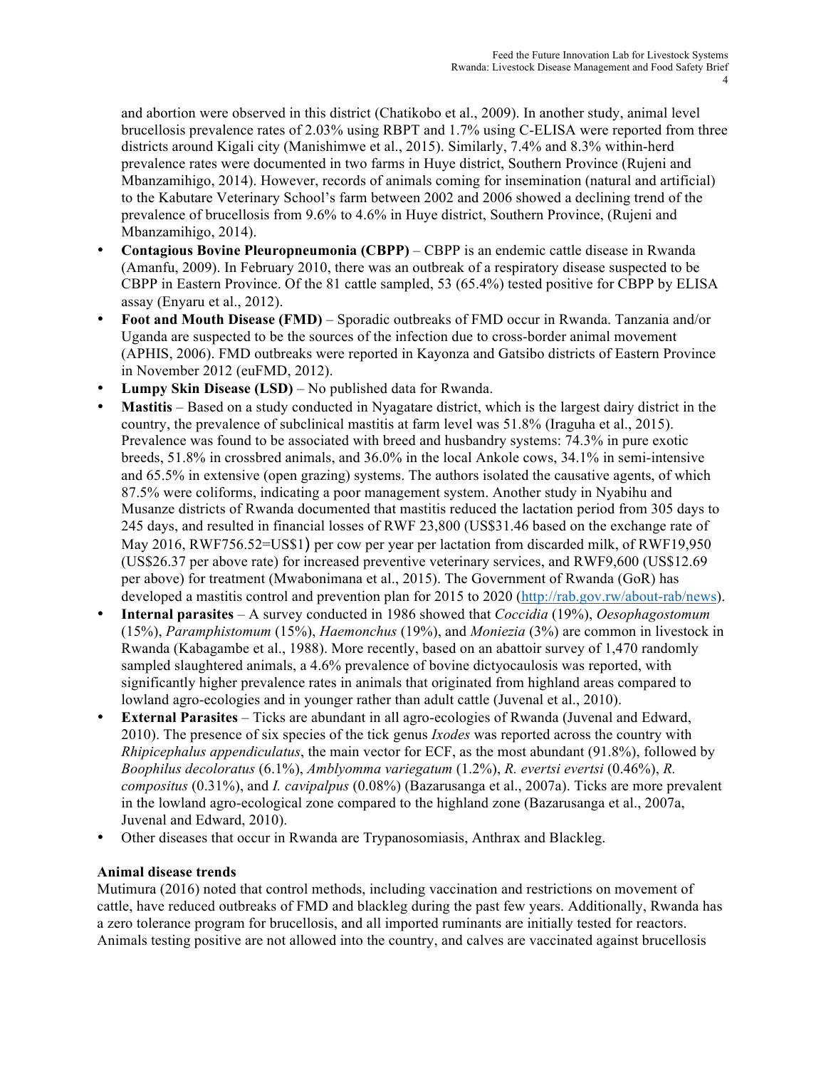and abortion were observed in this district (Chatikobo et al., 2009). In another study, animal level brucellosis prevalence rates of 2.03% using RBPT and 1.7% using C-ELISA were reported from three districts around Kigali city (Manishimwe et al., 2015). Similarly, 7.4% and 8.3% within-herd prevalence rates were documented in two farms in Huye district, Southern Province (Rujeni and Mbanzamihigo, 2014). However, records of animals coming for insemination (natural and artificial) to the Kabutare Veterinary School's farm between 2002 and 2006 showed a declining trend of the prevalence of brucellosis from 9.6% to 4.6% in Huye district, Southern Province, (Rujeni and Mbanzamihigo, 2014).

- **Contagious Bovine Pleuropneumonia (CBPP)** – CBPP is an endemic cattle disease in Rwanda (Amanfu, 2009). In February 2010, there was an outbreak of a respiratory disease suspected to be CBPP in Eastern Province. Of the 81 cattle sampled, 53 (65.4%) tested positive for CBPP by ELISA assay (Enyaru et al., 2012).
- **Foot and Mouth Disease (FMD)** – Sporadic outbreaks of FMD occur in Rwanda. Tanzania and/or Uganda are suspected to be the sources of the infection due to cross-border animal movement (APHIS, 2006). FMD outbreaks were reported in Kayonza and Gatsibo districts of Eastern Province in November 2012 (euFMD, 2012).
- **Lumpy Skin Disease (LSD)** – No published data for Rwanda.
- **Mastitis** – Based on a study conducted in Nyagatare district, which is the largest dairy district in the country, the prevalence of subclinical mastitis at farm level was 51.8% (Iraguha et al., 2015). Prevalence was found to be associated with breed and husbandry systems: 74.3% in pure exotic breeds, 51.8% in crossbred animals, and 36.0% in the local Ankole cows, 34.1% in semi-intensive and 65.5% in extensive (open grazing) systems. The authors isolated the causative agents, of which 87.5% were coliforms, indicating a poor management system. Another study in Nyabihu and Musanze districts of Rwanda documented that mastitis reduced the lactation period from 305 days to 245 days, and resulted in financial losses of RWF 23,800 (US$31.46 based on the exchange rate of May 2016, RWF756.52=US$1) per cow per year per lactation from discarded milk, of RWF19,950 (US$26.37 per above rate) for increased preventive veterinary services, and RWF9,600 (US$12.69 per above) for treatment (Mwabonimana et al., 2015). The Government of Rwanda (GoR) has developed a mastitis control and prevention plan for 2015 to 2020 (http://rab.gov.rw/about-rab/news).
- **Internal parasites** – A survey conducted in 1986 showed that *Coccidia* (19%), *Oesophagostomum* (15%), *Paramphistomum* (15%), *Haemonchus* (19%), and *Moniezia* (3%) are common in livestock in Rwanda (Kabagambe et al., 1988). More recently, based on an abattoir survey of 1,470 randomly sampled slaughtered animals, a 4.6% prevalence of bovine dictyocaulosis was reported, with significantly higher prevalence rates in animals that originated from highland areas compared to lowland agro-ecologies and in younger rather than adult cattle (Juvenal et al., 2010).
- **External Parasites** – Ticks are abundant in all agro-ecologies of Rwanda (Juvenal and Edward, 2010). The presence of six species of the tick genus *Ixodes* was reported across the country with *Rhipicephalus appendiculatus*, the main vector for ECF, as the most abundant (91.8%), followed by *Boophilus decoloratus* (6.1%), *Amblyomma variegatum* (1.2%), *R. evertsi evertsi* (0.46%), *R. compositus* (0.31%), and *I. cavipalpus* (0.08%) (Bazarusanga et al., 2007a). Ticks are more prevalent in the lowland agro-ecological zone compared to the highland zone (Bazarusanga et al., 2007a, Juvenal and Edward, 2010).
- Other diseases that occur in Rwanda are Trypanosomiasis, Anthrax and Blackleg.

**Animal disease trends**

Mutimura (2016) noted that control methods, including vaccination and restrictions on movement of cattle, have reduced outbreaks of FMD and blackleg during the past few years. Additionally, Rwanda has a zero tolerance program for brucellosis, and all imported ruminants are initially tested for reactors. Animals testing positive are not allowed into the country, and calves are vaccinated against brucellosis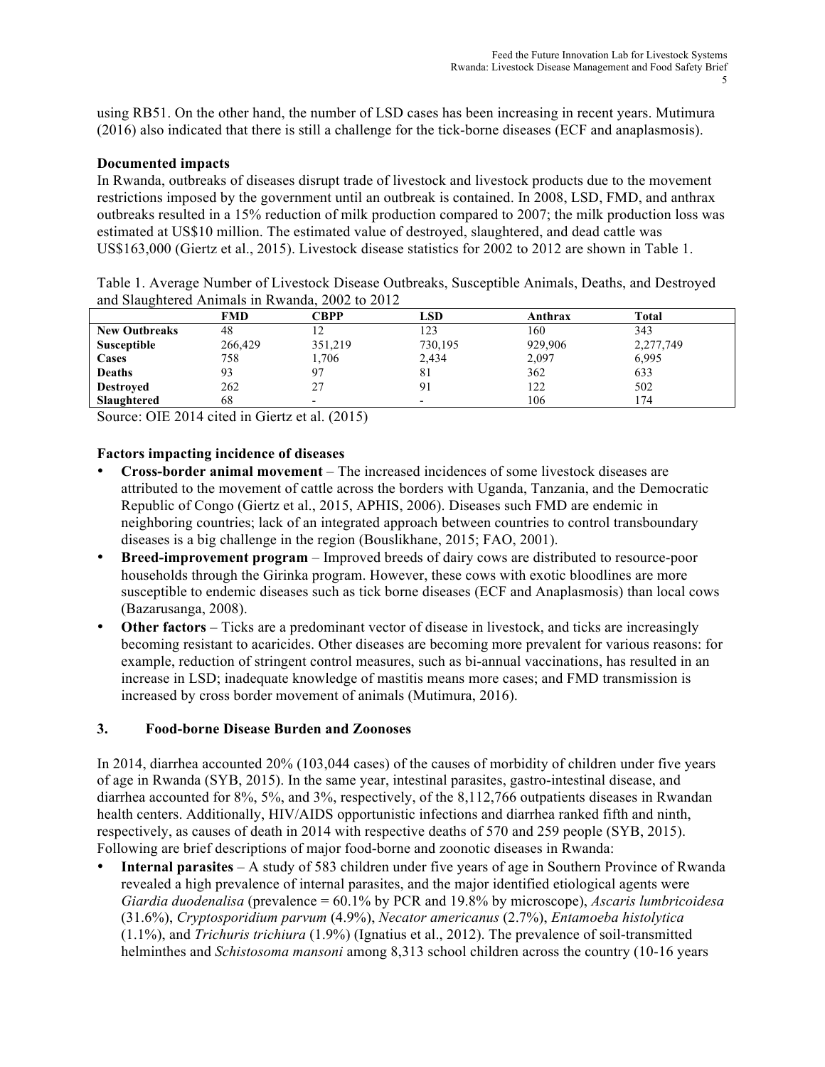using RB51. On the other hand, the number of LSD cases has been increasing in recent years. Mutimura (2016) also indicated that there is still a challenge for the tick-borne diseases (ECF and anaplasmosis).

**Documented impacts**

In Rwanda, outbreaks of diseases disrupt trade of livestock and livestock products due to the movement restrictions imposed by the government until an outbreak is contained. In 2008, LSD, FMD, and anthrax outbreaks resulted in a 15% reduction of milk production compared to 2007; the milk production loss was estimated at US$10 million. The estimated value of destroyed, slaughtered, and dead cattle was US$163,000 (Giertz et al., 2015). Livestock disease statistics for 2002 to 2012 are shown in Table 1.

Table 1. Average Number of Livestock Disease Outbreaks, Susceptible Animals, Deaths, and Destroyed and Slaughtered Animals in Rwanda, 2002 to 2012

| | FMD | CBPP | LSD | Anthrax | Total |
|---|---|---|---|---|---|
| **New Outbreaks** | 48 | 12 | 123 | 160 | 343 |
| **Susceptible** | 266,429 | 351,219 | 730,195 | 929,906 | 2,277,749 |
| **Cases** | 758 | 1,706 | 2,434 | 2,097 | 6,995 |
| **Deaths** | 93 | 97 | 81 | 362 | 633 |
| **Destroyed** | 262 | 27 | 91 | 122 | 502 |
| **Slaughtered** | 68 | - | - | 106 | 174 |

Source: OIE 2014 cited in Giertz et al. (2015)

**Factors impacting incidence of diseases**

- **Cross-border animal movement** – The increased incidences of some livestock diseases are attributed to the movement of cattle across the borders with Uganda, Tanzania, and the Democratic Republic of Congo (Giertz et al., 2015, APHIS, 2006). Diseases such FMD are endemic in neighboring countries; lack of an integrated approach between countries to control transboundary diseases is a big challenge in the region (Bouslikhane, 2015; FAO, 2001).
- **Breed-improvement program** – Improved breeds of dairy cows are distributed to resource-poor households through the Girinka program. However, these cows with exotic bloodlines are more susceptible to endemic diseases such as tick borne diseases (ECF and Anaplasmosis) than local cows (Bazarusanga, 2008).
- **Other factors** – Ticks are a predominant vector of disease in livestock, and ticks are increasingly becoming resistant to acaricides. Other diseases are becoming more prevalent for various reasons: for example, reduction of stringent control measures, such as bi-annual vaccinations, has resulted in an increase in LSD; inadequate knowledge of mastitis means more cases; and FMD transmission is increased by cross border movement of animals (Mutimura, 2016).

## 3. Food-borne Disease Burden and Zoonoses

In 2014, diarrhea accounted 20% (103,044 cases) of the causes of morbidity of children under five years of age in Rwanda (SYB, 2015). In the same year, intestinal parasites, gastro-intestinal disease, and diarrhea accounted for 8%, 5%, and 3%, respectively, of the 8,112,766 outpatients diseases in Rwandan health centers. Additionally, HIV/AIDS opportunistic infections and diarrhea ranked fifth and ninth, respectively, as causes of death in 2014 with respective deaths of 570 and 259 people (SYB, 2015). Following are brief descriptions of major food-borne and zoonotic diseases in Rwanda:

- **Internal parasites** – A study of 583 children under five years of age in Southern Province of Rwanda revealed a high prevalence of internal parasites, and the major identified etiological agents were *Giardia duodenalisa* (prevalence = 60.1% by PCR and 19.8% by microscope), *Ascaris lumbricoidesa* (31.6%), *Cryptosporidium parvum* (4.9%), *Necator americanus* (2.7%), *Entamoeba histolytica* (1.1%), and *Trichuris trichiura* (1.9%) (Ignatius et al., 2012). The prevalence of soil-transmitted helminthes and *Schistosoma mansoni* among 8,313 school children across the country (10-16 years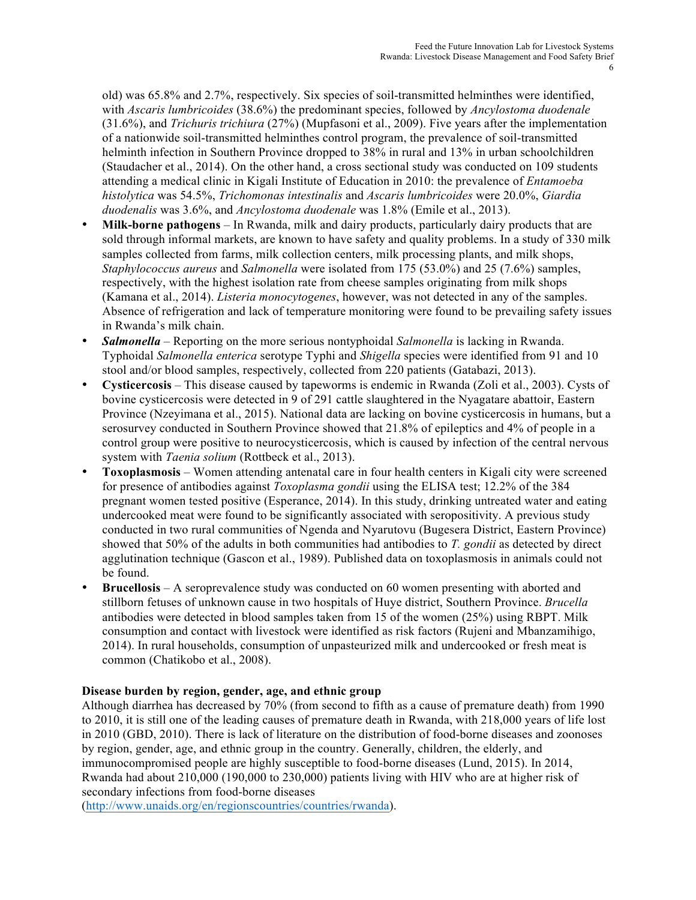old) was 65.8% and 2.7%, respectively. Six species of soil-transmitted helminthes were identified, with *Ascaris lumbricoides* (38.6%) the predominant species, followed by *Ancylostoma duodenale* (31.6%), and *Trichuris trichiura* (27%) (Mupfasoni et al., 2009). Five years after the implementation of a nationwide soil-transmitted helminthes control program, the prevalence of soil-transmitted helminth infection in Southern Province dropped to 38% in rural and 13% in urban schoolchildren (Staudacher et al., 2014). On the other hand, a cross sectional study was conducted on 109 students attending a medical clinic in Kigali Institute of Education in 2010: the prevalence of *Entamoeba histolytica* was 54.5%, *Trichomonas intestinalis* and *Ascaris lumbricoides* were 20.0%, *Giardia duodenalis* was 3.6%, and *Ancylostoma duodenale* was 1.8% (Emile et al., 2013).

- **Milk-borne pathogens** – In Rwanda, milk and dairy products, particularly dairy products that are sold through informal markets, are known to have safety and quality problems. In a study of 330 milk samples collected from farms, milk collection centers, milk processing plants, and milk shops, *Staphylococcus aureus* and *Salmonella* were isolated from 175 (53.0%) and 25 (7.6%) samples, respectively, with the highest isolation rate from cheese samples originating from milk shops (Kamana et al., 2014). *Listeria monocytogenes*, however, was not detected in any of the samples. Absence of refrigeration and lack of temperature monitoring were found to be prevailing safety issues in Rwanda's milk chain.
- ***Salmonella*** – Reporting on the more serious nontyphoidal *Salmonella* is lacking in Rwanda. Typhoidal *Salmonella enterica* serotype Typhi and *Shigella* species were identified from 91 and 10 stool and/or blood samples, respectively, collected from 220 patients (Gatabazi, 2013).
- **Cysticercosis** – This disease caused by tapeworms is endemic in Rwanda (Zoli et al., 2003). Cysts of bovine cysticercosis were detected in 9 of 291 cattle slaughtered in the Nyagatare abattoir, Eastern Province (Nzeyimana et al., 2015). National data are lacking on bovine cysticercosis in humans, but a serosurvey conducted in Southern Province showed that 21.8% of epileptics and 4% of people in a control group were positive to neurocysticercosis, which is caused by infection of the central nervous system with *Taenia solium* (Rottbeck et al., 2013).
- **Toxoplasmosis** – Women attending antenatal care in four health centers in Kigali city were screened for presence of antibodies against *Toxoplasma gondii* using the ELISA test; 12.2% of the 384 pregnant women tested positive (Esperance, 2014). In this study, drinking untreated water and eating undercooked meat were found to be significantly associated with seropositivity. A previous study conducted in two rural communities of Ngenda and Nyarutovu (Bugesera District, Eastern Province) showed that 50% of the adults in both communities had antibodies to *T. gondii* as detected by direct agglutination technique (Gascon et al., 1989). Published data on toxoplasmosis in animals could not be found.
- **Brucellosis** – A seroprevalence study was conducted on 60 women presenting with aborted and stillborn fetuses of unknown cause in two hospitals of Huye district, Southern Province. *Brucella* antibodies were detected in blood samples taken from 15 of the women (25%) using RBPT. Milk consumption and contact with livestock were identified as risk factors (Rujeni and Mbanzamihigo, 2014). In rural households, consumption of unpasteurized milk and undercooked or fresh meat is common (Chatikobo et al., 2008).

**Disease burden by region, gender, age, and ethnic group**

Although diarrhea has decreased by 70% (from second to fifth as a cause of premature death) from 1990 to 2010, it is still one of the leading causes of premature death in Rwanda, with 218,000 years of life lost in 2010 (GBD, 2010). There is lack of literature on the distribution of food-borne diseases and zoonoses by region, gender, age, and ethnic group in the country. Generally, children, the elderly, and immunocompromised people are highly susceptible to food-borne diseases (Lund, 2015). In 2014, Rwanda had about 210,000 (190,000 to 230,000) patients living with HIV who are at higher risk of secondary infections from food-borne diseases (http://www.unaids.org/en/regionscountries/countries/rwanda).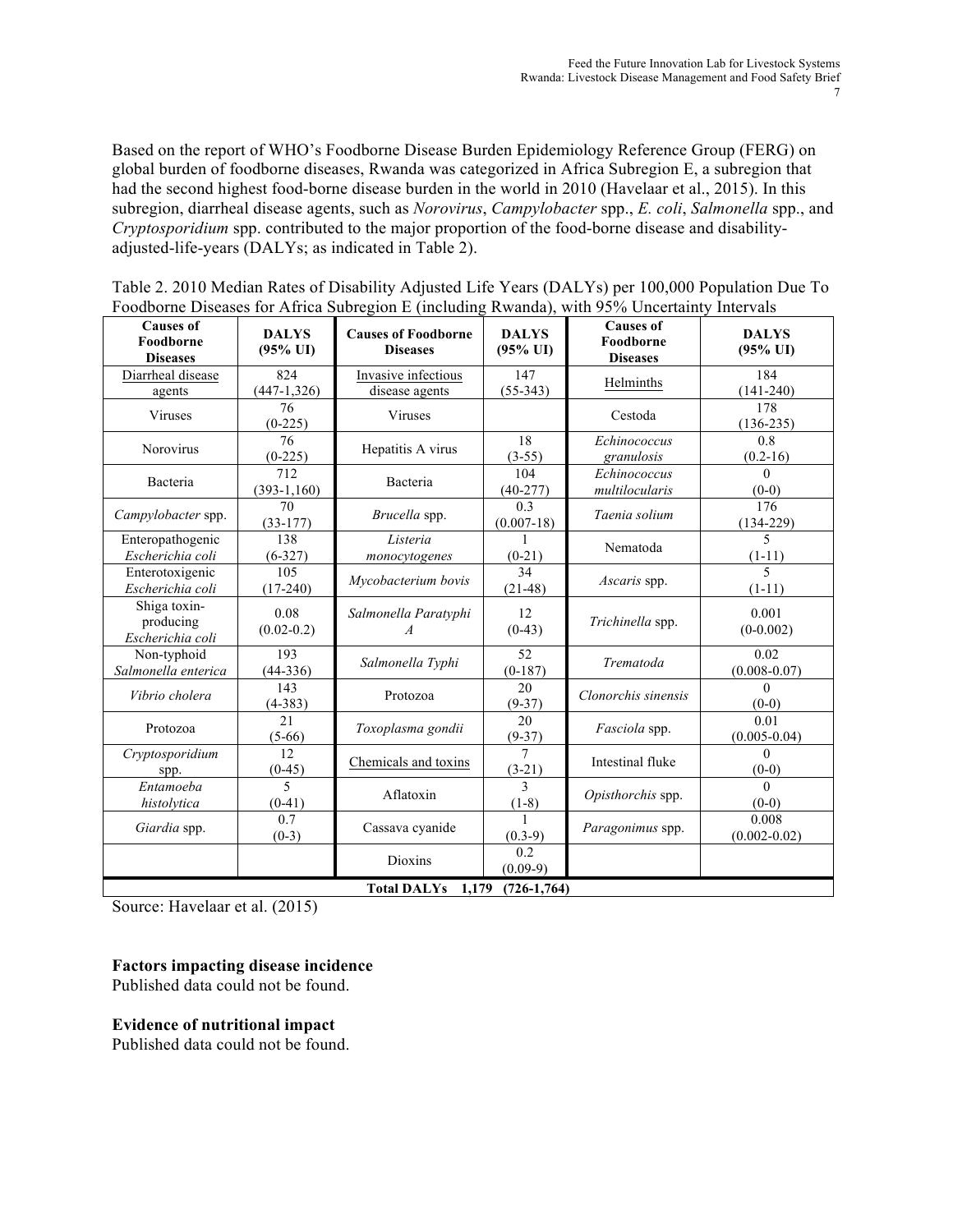Based on the report of WHO's Foodborne Disease Burden Epidemiology Reference Group (FERG) on global burden of foodborne diseases, Rwanda was categorized in Africa Subregion E, a subregion that had the second highest food-borne disease burden in the world in 2010 (Havelaar et al., 2015). In this subregion, diarrheal disease agents, such as *Norovirus*, *Campylobacter* spp., *E. coli*, *Salmonella* spp., and *Cryptosporidium* spp. contributed to the major proportion of the food-borne disease and disability-adjusted-life-years (DALYs; as indicated in Table 2).

Table 2. 2010 Median Rates of Disability Adjusted Life Years (DALYs) per 100,000 Population Due To Foodborne Diseases for Africa Subregion E (including Rwanda), with 95% Uncertainty Intervals

| Causes of Foodborne Diseases | DALYS (95% UI) | Causes of Foodborne Diseases | DALYS (95% UI) | Causes of Foodborne Diseases | DALYS (95% UI) |
|---|---|---|---|---|---|
| Diarrheal disease agents | 824 (447-1,326) | Invasive infectious disease agents | 147 (55-343) | Helminths | 184 (141-240) |
| Viruses | 76 (0-225) | Viruses | | Cestoda | 178 (136-235) |
| Norovirus | 76 (0-225) | Hepatitis A virus | 18 (3-55) | *Echinococcus granulosis* | 0.8 (0.2-16) |
| Bacteria | 712 (393-1,160) | Bacteria | 104 (40-277) | *Echinococcus multilocularis* | 0 (0-0) |
| *Campylobacter* spp. | 70 (33-177) | *Brucella* spp. | 0.3 (0.007-18) | *Taenia solium* | 176 (134-229) |
| Enteropathogenic *Escherichia coli* | 138 (6-327) | *Listeria monocytogenes* | 1 (0-21) | Nematoda | 5 (1-11) |
| Enterotoxigenic *Escherichia coli* | 105 (17-240) | *Mycobacterium bovis* | 34 (21-48) | *Ascaris* spp. | 5 (1-11) |
| Shiga toxin-producing *Escherichia coli* | 0.08 (0.02-0.2) | *Salmonella Paratyphi A* | 12 (0-43) | *Trichinella* spp. | 0.001 (0-0.002) |
| Non-typhoid *Salmonella enterica* | 193 (44-336) | *Salmonella Typhi* | 52 (0-187) | *Trematoda* | 0.02 (0.008-0.07) |
| *Vibrio cholera* | 143 (4-383) | Protozoa | 20 (9-37) | *Clonorchis sinensis* | 0 (0-0) |
| Protozoa | 21 (5-66) | *Toxoplasma gondii* | 20 (9-37) | *Fasciola* spp. | 0.01 (0.005-0.04) |
| *Cryptosporidium* spp. | 12 (0-45) | Chemicals and toxins | 7 (3-21) | Intestinal fluke | 0 (0-0) |
| *Entamoeba histolytica* | 5 (0-41) | Aflatoxin | 3 (1-8) | *Opisthorchis* spp. | 0 (0-0) |
| *Giardia* spp. | 0.7 (0-3) | Cassava cyanide | 1 (0.3-9) | *Paragonimus* spp. | 0.008 (0.002-0.02) |
| | | Dioxins | 0.2 (0.09-9) | | |
| **Total DALYs 1,179 (726-1,764)** | | | | | |

Source: Havelaar et al. (2015)

**Factors impacting disease incidence**
Published data could not be found.

**Evidence of nutritional impact**
Published data could not be found.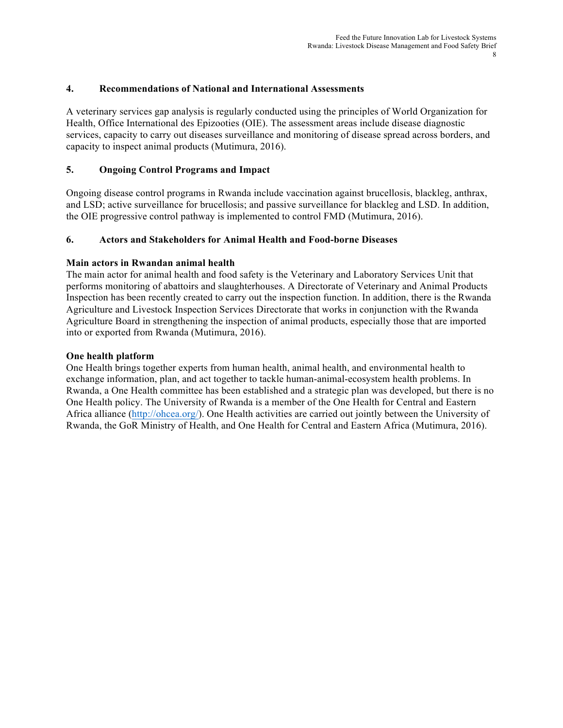## 4. Recommendations of National and International Assessments

A veterinary services gap analysis is regularly conducted using the principles of World Organization for Health, Office International des Epizooties (OIE). The assessment areas include disease diagnostic services, capacity to carry out diseases surveillance and monitoring of disease spread across borders, and capacity to inspect animal products (Mutimura, 2016).

## 5. Ongoing Control Programs and Impact

Ongoing disease control programs in Rwanda include vaccination against brucellosis, blackleg, anthrax, and LSD; active surveillance for brucellosis; and passive surveillance for blackleg and LSD. In addition, the OIE progressive control pathway is implemented to control FMD (Mutimura, 2016).

## 6. Actors and Stakeholders for Animal Health and Food-borne Diseases

**Main actors in Rwandan animal health**

The main actor for animal health and food safety is the Veterinary and Laboratory Services Unit that performs monitoring of abattoirs and slaughterhouses. A Directorate of Veterinary and Animal Products Inspection has been recently created to carry out the inspection function. In addition, there is the Rwanda Agriculture and Livestock Inspection Services Directorate that works in conjunction with the Rwanda Agriculture Board in strengthening the inspection of animal products, especially those that are imported into or exported from Rwanda (Mutimura, 2016).

**One health platform**

One Health brings together experts from human health, animal health, and environmental health to exchange information, plan, and act together to tackle human-animal-ecosystem health problems. In Rwanda, a One Health committee has been established and a strategic plan was developed, but there is no One Health policy. The University of Rwanda is a member of the One Health for Central and Eastern Africa alliance (http://ohcea.org/). One Health activities are carried out jointly between the University of Rwanda, the GoR Ministry of Health, and One Health for Central and Eastern Africa (Mutimura, 2016).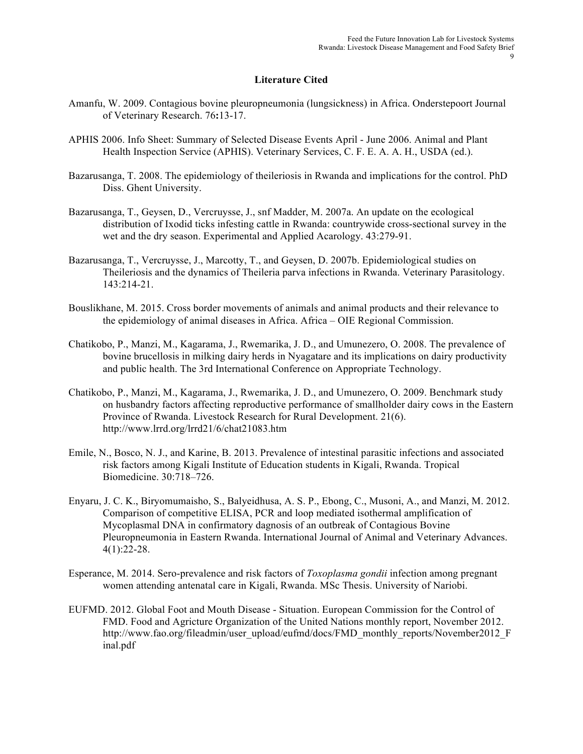## Literature Cited

Amanfu, W. 2009. Contagious bovine pleuropneumonia (lungsickness) in Africa. Onderstepoort Journal of Veterinary Research. 76**:**13-17.

APHIS 2006. Info Sheet: Summary of Selected Disease Events April - June 2006. Animal and Plant Health Inspection Service (APHIS). Veterinary Services, C. F. E. A. A. H., USDA (ed.).

Bazarusanga, T. 2008. The epidemiology of theileriosis in Rwanda and implications for the control. PhD Diss. Ghent University.

Bazarusanga, T., Geysen, D., Vercruysse, J., snf Madder, M. 2007a. An update on the ecological distribution of Ixodid ticks infesting cattle in Rwanda: countrywide cross-sectional survey in the wet and the dry season. Experimental and Applied Acarology. 43:279-91.

Bazarusanga, T., Vercruysse, J., Marcotty, T., and Geysen, D. 2007b. Epidemiological studies on Theileriosis and the dynamics of Theileria parva infections in Rwanda. Veterinary Parasitology. 143:214-21.

Bouslikhane, M. 2015. Cross border movements of animals and animal products and their relevance to the epidemiology of animal diseases in Africa. Africa – OIE Regional Commission.

Chatikobo, P., Manzi, M., Kagarama, J., Rwemarika, J. D., and Umunezero, O. 2008. The prevalence of bovine brucellosis in milking dairy herds in Nyagatare and its implications on dairy productivity and public health. The 3rd International Conference on Appropriate Technology.

Chatikobo, P., Manzi, M., Kagarama, J., Rwemarika, J. D., and Umunezero, O. 2009. Benchmark study on husbandry factors affecting reproductive performance of smallholder dairy cows in the Eastern Province of Rwanda. Livestock Research for Rural Development. 21(6). http://www.lrrd.org/lrrd21/6/chat21083.htm

Emile, N., Bosco, N. J., and Karine, B. 2013. Prevalence of intestinal parasitic infections and associated risk factors among Kigali Institute of Education students in Kigali, Rwanda. Tropical Biomedicine. 30:718–726.

Enyaru, J. C. K., Biryomumaisho, S., Balyeidhusa, A. S. P., Ebong, C., Musoni, A., and Manzi, M. 2012. Comparison of competitive ELISA, PCR and loop mediated isothermal amplification of Mycoplasmal DNA in confirmatory dagnosis of an outbreak of Contagious Bovine Pleuropneumonia in Eastern Rwanda. International Journal of Animal and Veterinary Advances. 4(1):22-28.

Esperance, M. 2014. Sero-prevalence and risk factors of *Toxoplasma gondii* infection among pregnant women attending antenatal care in Kigali, Rwanda. MSc Thesis. University of Nariobi.

EUFMD. 2012. Global Foot and Mouth Disease - Situation. European Commission for the Control of FMD. Food and Agricture Organization of the United Nations monthly report, November 2012. http://www.fao.org/fileadmin/user_upload/eufmd/docs/FMD_monthly_reports/November2012_Final.pdf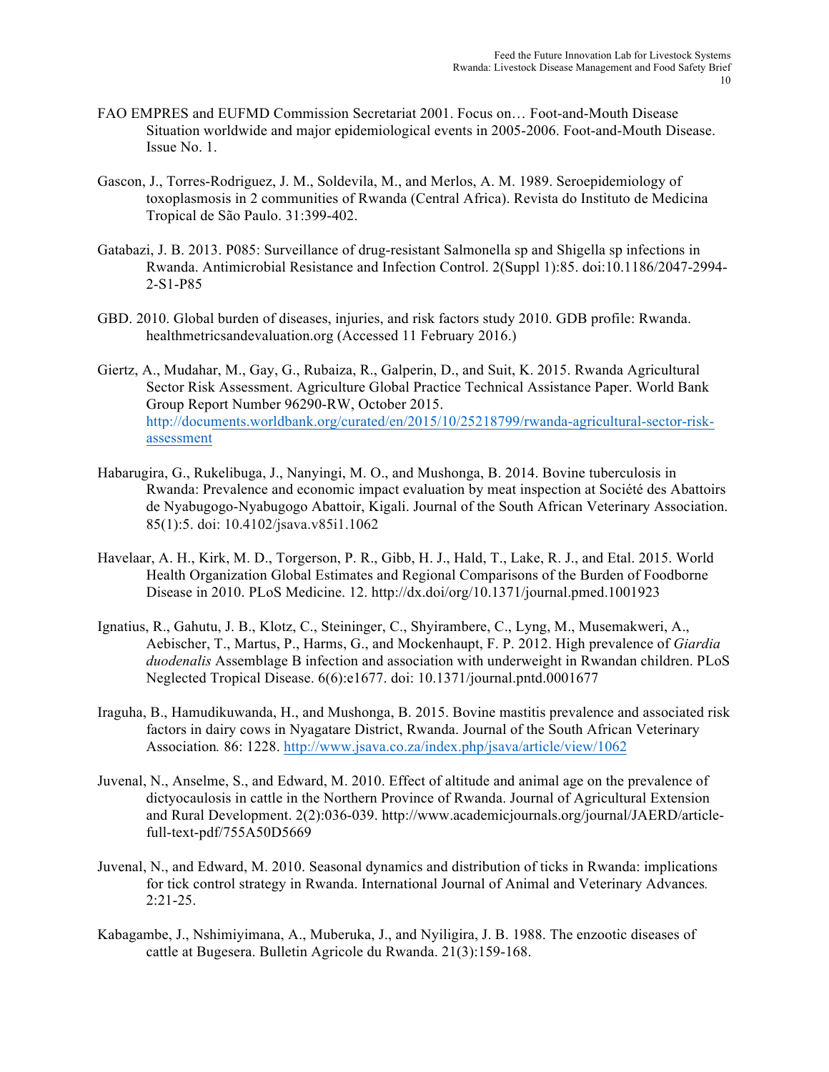FAO EMPRES and EUFMD Commission Secretariat 2001. Focus on… Foot-and-Mouth Disease Situation worldwide and major epidemiological events in 2005-2006. Foot-and-Mouth Disease. Issue No. 1.

Gascon, J., Torres-Rodriguez, J. M., Soldevila, M., and Merlos, A. M. 1989. Seroepidemiology of toxoplasmosis in 2 communities of Rwanda (Central Africa). Revista do Instituto de Medicina Tropical de São Paulo. 31:399-402.

Gatabazi, J. B. 2013. P085: Surveillance of drug-resistant Salmonella sp and Shigella sp infections in Rwanda. Antimicrobial Resistance and Infection Control. 2(Suppl 1):85. doi:10.1186/2047-2994-2-S1-P85

GBD. 2010. Global burden of diseases, injuries, and risk factors study 2010. GDB profile: Rwanda. healthmetricsandevaluation.org (Accessed 11 February 2016.)

Giertz, A., Mudahar, M., Gay, G., Rubaiza, R., Galperin, D., and Suit, K. 2015. Rwanda Agricultural Sector Risk Assessment. Agriculture Global Practice Technical Assistance Paper. World Bank Group Report Number 96290-RW, October 2015. http://documents.worldbank.org/curated/en/2015/10/25218799/rwanda-agricultural-sector-risk-assessment

Habarugira, G., Rukelibuga, J., Nanyingi, M. O., and Mushonga, B. 2014. Bovine tuberculosis in Rwanda: Prevalence and economic impact evaluation by meat inspection at Société des Abattoirs de Nyabugogo-Nyabugogo Abattoir, Kigali. Journal of the South African Veterinary Association. 85(1):5. doi: 10.4102/jsava.v85i1.1062

Havelaar, A. H., Kirk, M. D., Torgerson, P. R., Gibb, H. J., Hald, T., Lake, R. J., and Etal. 2015. World Health Organization Global Estimates and Regional Comparisons of the Burden of Foodborne Disease in 2010. PLoS Medicine. 12. http://dx.doi/org/10.1371/journal.pmed.1001923

Ignatius, R., Gahutu, J. B., Klotz, C., Steininger, C., Shyirambere, C., Lyng, M., Musemakweri, A., Aebischer, T., Martus, P., Harms, G., and Mockenhaupt, F. P. 2012. High prevalence of *Giardia duodenalis* Assemblage B infection and association with underweight in Rwandan children. PLoS Neglected Tropical Disease. 6(6):e1677. doi: 10.1371/journal.pntd.0001677

Iraguha, B., Hamudikuwanda, H., and Mushonga, B. 2015. Bovine mastitis prevalence and associated risk factors in dairy cows in Nyagatare District, Rwanda. Journal of the South African Veterinary Association*.* 86: 1228. http://www.jsava.co.za/index.php/jsava/article/view/1062

Juvenal, N., Anselme, S., and Edward, M. 2010. Effect of altitude and animal age on the prevalence of dictyocaulosis in cattle in the Northern Province of Rwanda. Journal of Agricultural Extension and Rural Development. 2(2):036-039. http://www.academicjournals.org/journal/JAERD/article-full-text-pdf/755A50D5669

Juvenal, N., and Edward, M. 2010. Seasonal dynamics and distribution of ticks in Rwanda: implications for tick control strategy in Rwanda. International Journal of Animal and Veterinary Advances*.* 2:21-25.

Kabagambe, J., Nshimiyimana, A., Muberuka, J., and Nyiligira, J. B. 1988. The enzootic diseases of cattle at Bugesera. Bulletin Agricole du Rwanda. 21(3):159-168.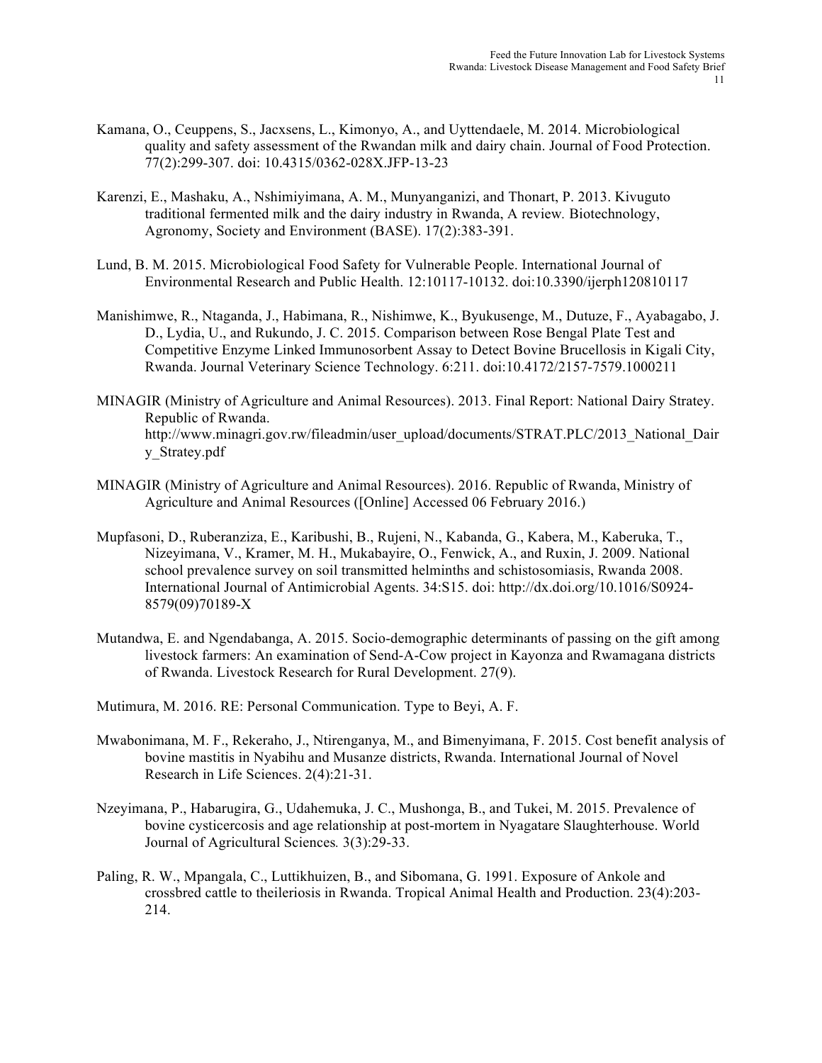Kamana, O., Ceuppens, S., Jacxsens, L., Kimonyo, A., and Uyttendaele, M. 2014. Microbiological quality and safety assessment of the Rwandan milk and dairy chain. Journal of Food Protection. 77(2):299-307. doi: 10.4315/0362-028X.JFP-13-23

Karenzi, E., Mashaku, A., Nshimiyimana, A. M., Munyanganizi, and Thonart, P. 2013. Kivuguto traditional fermented milk and the dairy industry in Rwanda, A review. Biotechnology, Agronomy, Society and Environment (BASE). 17(2):383-391.

Lund, B. M. 2015. Microbiological Food Safety for Vulnerable People. International Journal of Environmental Research and Public Health. 12:10117-10132. doi:10.3390/ijerph120810117

Manishimwe, R., Ntaganda, J., Habimana, R., Nishimwe, K., Byukusenge, M., Dutuze, F., Ayabagabo, J. D., Lydia, U., and Rukundo, J. C. 2015. Comparison between Rose Bengal Plate Test and Competitive Enzyme Linked Immunosorbent Assay to Detect Bovine Brucellosis in Kigali City, Rwanda. Journal Veterinary Science Technology. 6:211. doi:10.4172/2157-7579.1000211

MINAGIR (Ministry of Agriculture and Animal Resources). 2013. Final Report: National Dairy Stratey. Republic of Rwanda. http://www.minagri.gov.rw/fileadmin/user_upload/documents/STRAT.PLC/2013_National_Dairy_Stratey.pdf

MINAGIR (Ministry of Agriculture and Animal Resources). 2016. Republic of Rwanda, Ministry of Agriculture and Animal Resources ([Online] Accessed 06 February 2016.)

Mupfasoni, D., Ruberanziza, E., Karibushi, B., Rujeni, N., Kabanda, G., Kabera, M., Kaberuka, T., Nizeyimana, V., Kramer, M. H., Mukabayire, O., Fenwick, A., and Ruxin, J. 2009. National school prevalence survey on soil transmitted helminths and schistosomiasis, Rwanda 2008. International Journal of Antimicrobial Agents. 34:S15. doi: http://dx.doi.org/10.1016/S0924-8579(09)70189-X

Mutandwa, E. and Ngendabanga, A. 2015. Socio-demographic determinants of passing on the gift among livestock farmers: An examination of Send-A-Cow project in Kayonza and Rwamagana districts of Rwanda. Livestock Research for Rural Development. 27(9).

Mutimura, M. 2016. RE: Personal Communication. Type to Beyi, A. F.

Mwabonimana, M. F., Rekeraho, J., Ntirenganya, M., and Bimenyimana, F. 2015. Cost benefit analysis of bovine mastitis in Nyabihu and Musanze districts, Rwanda. International Journal of Novel Research in Life Sciences. 2(4):21-31.

Nzeyimana, P., Habarugira, G., Udahemuka, J. C., Mushonga, B., and Tukei, M. 2015. Prevalence of bovine cysticercosis and age relationship at post-mortem in Nyagatare Slaughterhouse. World Journal of Agricultural Sciences. 3(3):29-33.

Paling, R. W., Mpangala, C., Luttikhuizen, B., and Sibomana, G. 1991. Exposure of Ankole and crossbred cattle to theileriosis in Rwanda. Tropical Animal Health and Production. 23(4):203-214.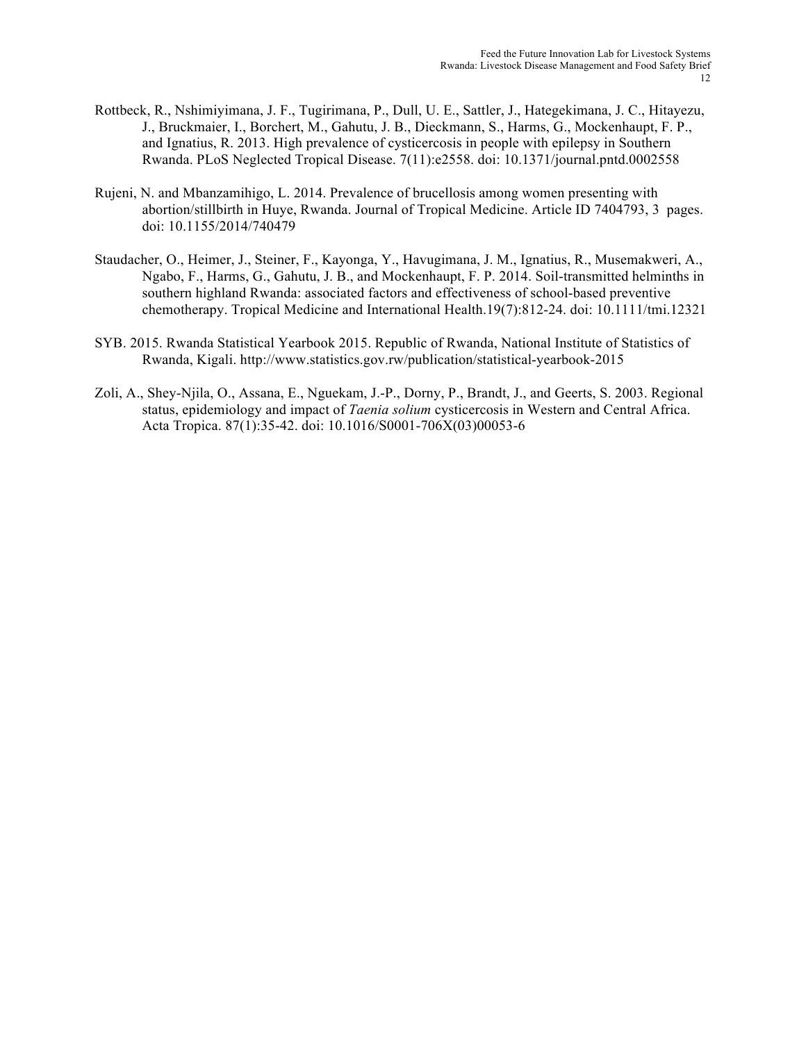Rottbeck, R., Nshimiyimana, J. F., Tugirimana, P., Dull, U. E., Sattler, J., Hategekimana, J. C., Hitayezu, J., Bruckmaier, I., Borchert, M., Gahutu, J. B., Dieckmann, S., Harms, G., Mockenhaupt, F. P., and Ignatius, R. 2013. High prevalence of cysticercosis in people with epilepsy in Southern Rwanda. PLoS Neglected Tropical Disease. 7(11):e2558. doi: 10.1371/journal.pntd.0002558

Rujeni, N. and Mbanzamihigo, L. 2014. Prevalence of brucellosis among women presenting with abortion/stillbirth in Huye, Rwanda. Journal of Tropical Medicine. Article ID 7404793, 3 pages. doi: 10.1155/2014/740479

Staudacher, O., Heimer, J., Steiner, F., Kayonga, Y., Havugimana, J. M., Ignatius, R., Musemakweri, A., Ngabo, F., Harms, G., Gahutu, J. B., and Mockenhaupt, F. P. 2014. Soil-transmitted helminths in southern highland Rwanda: associated factors and effectiveness of school-based preventive chemotherapy. Tropical Medicine and International Health.19(7):812-24. doi: 10.1111/tmi.12321

SYB. 2015. Rwanda Statistical Yearbook 2015. Republic of Rwanda, National Institute of Statistics of Rwanda, Kigali. http://www.statistics.gov.rw/publication/statistical-yearbook-2015

Zoli, A., Shey-Njila, O., Assana, E., Nguekam, J.-P., Dorny, P., Brandt, J., and Geerts, S. 2003. Regional status, epidemiology and impact of *Taenia solium* cysticercosis in Western and Central Africa. Acta Tropica. 87(1):35-42. doi: 10.1016/S0001-706X(03)00053-6